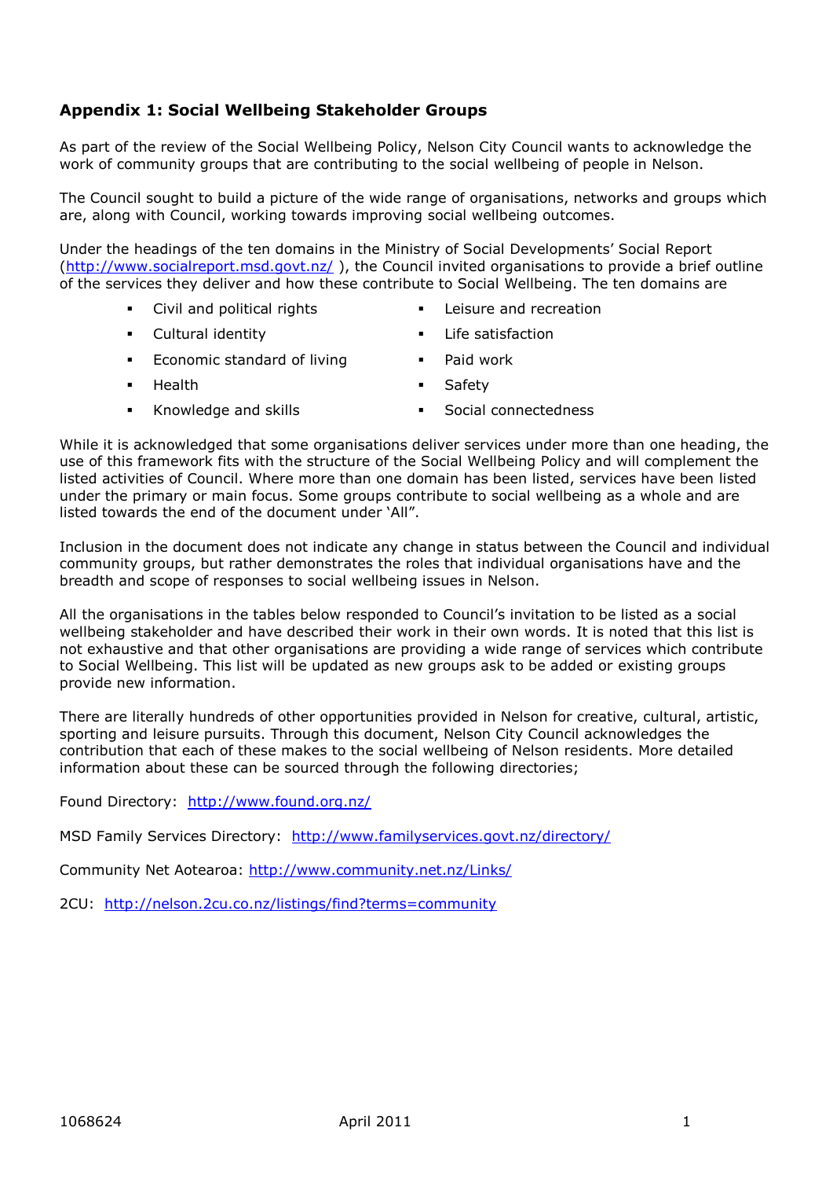## Appendix 1: Social Wellbeing Stakeholder Groups

As part of the review of the Social Wellbeing Policy, Nelson City Council wants to acknowledge the work of community groups that are contributing to the social wellbeing of people in Nelson.

The Council sought to build a picture of the wide range of organisations, networks and groups which are, along with Council, working towards improving social wellbeing outcomes.

Under the headings of the ten domains in the Ministry of Social Developments' Social Report (http://www.socialreport.msd.govt.nz/ ), the Council invited organisations to provide a brief outline of the services they deliver and how these contribute to Social Wellbeing. The ten domains are

- Civil and political rights
- Cultural identity
- Economic standard of living
- Health
- Knowledge and skills
- Leisure and recreation
- Life satisfaction
- Paid work
- Safety
- Social connectedness

While it is acknowledged that some organisations deliver services under more than one heading, the use of this framework fits with the structure of the Social Wellbeing Policy and will complement the listed activities of Council. Where more than one domain has been listed, services have been listed under the primary or main focus. Some groups contribute to social wellbeing as a whole and are listed towards the end of the document under 'All".

Inclusion in the document does not indicate any change in status between the Council and individual community groups, but rather demonstrates the roles that individual organisations have and the breadth and scope of responses to social wellbeing issues in Nelson.

All the organisations in the tables below responded to Council's invitation to be listed as a social wellbeing stakeholder and have described their work in their own words. It is noted that this list is not exhaustive and that other organisations are providing a wide range of services which contribute to Social Wellbeing. This list will be updated as new groups ask to be added or existing groups provide new information.

There are literally hundreds of other opportunities provided in Nelson for creative, cultural, artistic, sporting and leisure pursuits. Through this document, Nelson City Council acknowledges the contribution that each of these makes to the social wellbeing of Nelson residents. More detailed information about these can be sourced through the following directories;

Found Directory: http://www.found.org.nz/

MSD Family Services Directory: http://www.familyservices.govt.nz/directory/

Community Net Aotearoa: http://www.community.net.nz/Links/

2CU: http://nelson.2cu.co.nz/listings/find?terms=community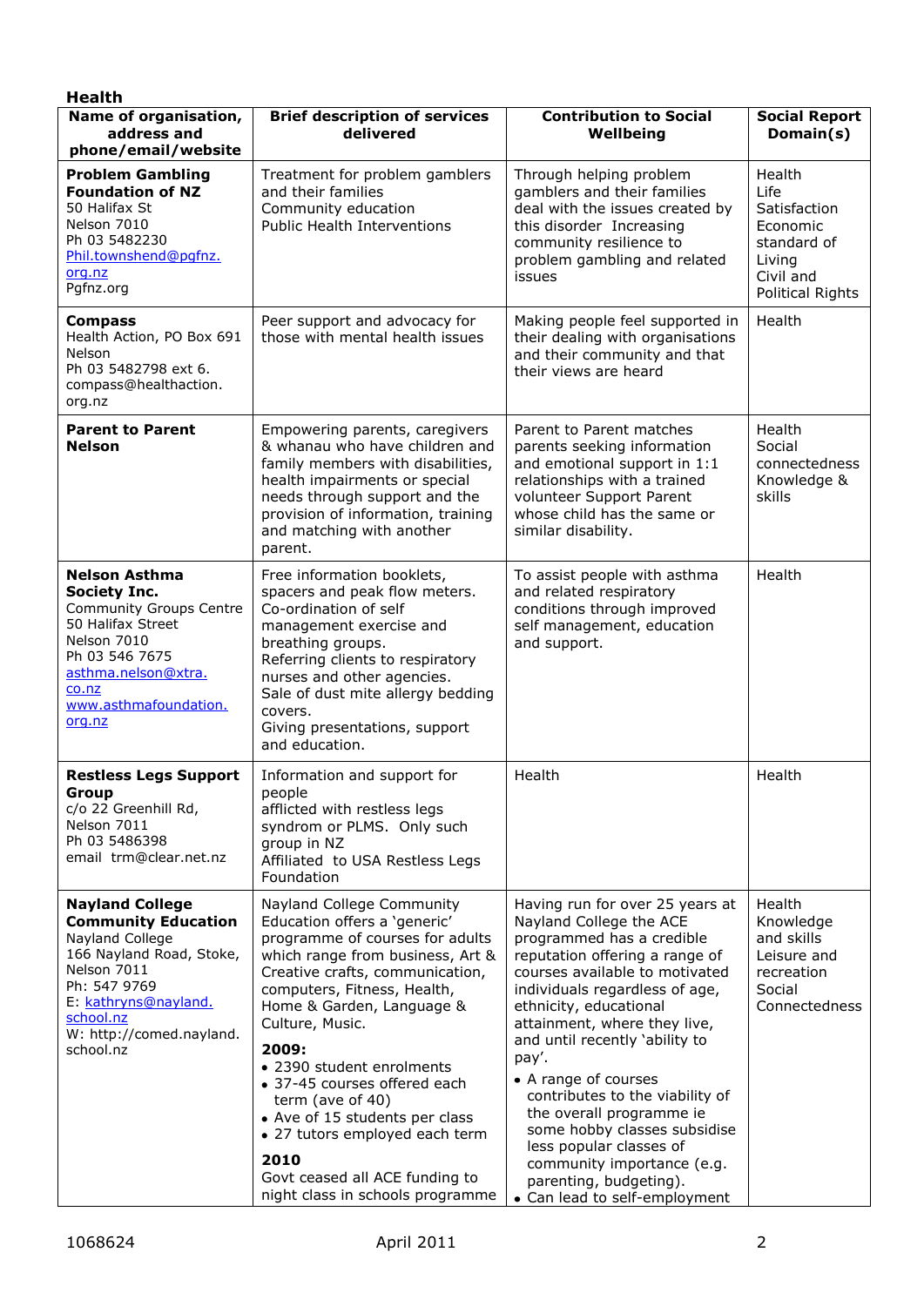## Health

| Name of organisation, address and phone/email/website | Brief description of services delivered | Contribution to Social Wellbeing | Social Report Domain(s) |
|---|---|---|---|
| **Problem Gambling Foundation of NZ**<br>50 Halifax St<br>Nelson 7010<br>Ph 03 5482230<br>Phil.townshend@pgfnz.org.nz<br>Pgfnz.org | Treatment for problem gamblers and their families<br>Community education<br>Public Health Interventions | Through helping problem gamblers and their families deal with the issues created by this disorder Increasing community resilience to problem gambling and related issues | Health<br>Life Satisfaction<br>Economic standard of Living<br>Civil and Political Rights |
| **Compass**<br>Health Action, PO Box 691<br>Nelson<br>Ph 03 5482798 ext 6.<br>compass@healthaction.org.nz | Peer support and advocacy for those with mental health issues | Making people feel supported in their dealing with organisations and their community and that their views are heard | Health |
| **Parent to Parent Nelson** | Empowering parents, caregivers & whanau who have children and family members with disabilities, health impairments or special needs through support and the provision of information, training and matching with another parent. | Parent to Parent matches parents seeking information and emotional support in 1:1 relationships with a trained volunteer Support Parent whose child has the same or similar disability. | Health<br>Social connectedness<br>Knowledge & skills |
| **Nelson Asthma Society Inc.**<br>Community Groups Centre<br>50 Halifax Street<br>Nelson 7010<br>Ph 03 546 7675<br>asthma.nelson@xtra.co.nz<br>www.asthmafoundation.org.nz | Free information booklets, spacers and peak flow meters.<br>Co-ordination of self management exercise and breathing groups.<br>Referring clients to respiratory nurses and other agencies.<br>Sale of dust mite allergy bedding covers.<br>Giving presentations, support and education. | To assist people with asthma and related respiratory conditions through improved self management, education and support. | Health |
| **Restless Legs Support Group**<br>c/o 22 Greenhill Rd,<br>Nelson 7011<br>Ph 03 5486398<br>email trm@clear.net.nz | Information and support for people afflicted with restless legs syndrom or PLMS. Only such group in NZ<br>Affiliated to USA Restless Legs Foundation | Health | Health |
| **Nayland College Community Education**<br>Nayland College<br>166 Nayland Road, Stoke, Nelson 7011<br>Ph: 547 9769<br>E: kathryns@nayland.school.nz<br>W: http://comed.nayland.school.nz | Nayland College Community Education offers a 'generic' programme of courses for adults which range from business, Art & Creative crafts, communication, computers, Fitness, Health, Home & Garden, Language & Culture, Music.<br>**2009:**<br>• 2390 student enrolments<br>• 37-45 courses offered each term (ave of 40)<br>• Ave of 15 students per class<br>• 27 tutors employed each term<br>**2010**<br>Govt ceased all ACE funding to night class in schools programme | Having run for over 25 years at Nayland College the ACE programmed has a credible reputation offering a range of courses available to motivated individuals regardless of age, ethnicity, educational attainment, where they live, and until recently 'ability to pay'.<br>• A range of courses contributes to the viability of the overall programme ie some hobby classes subsidise less popular classes of community importance (e.g. parenting, budgeting).<br>• Can lead to self-employment | Health<br>Knowledge and skills<br>Leisure and recreation<br>Social Connectedness |

1068624 April 2011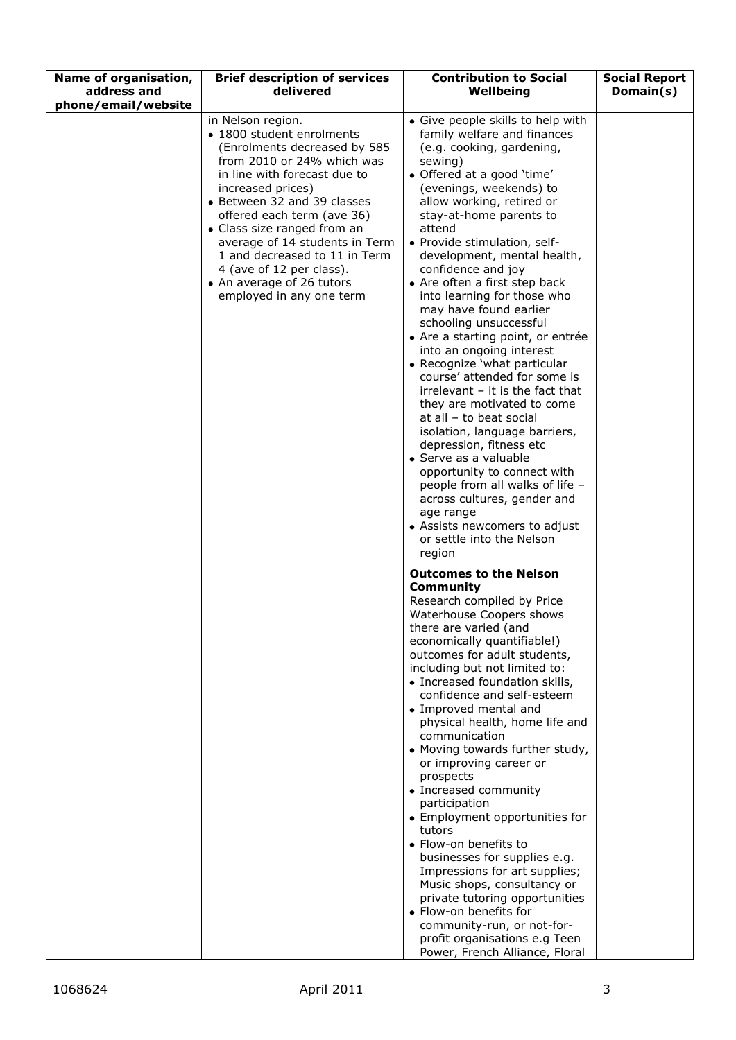| Name of organisation, address and phone/email/website | Brief description of services delivered | Contribution to Social Wellbeing | Social Report Domain(s) |
|---|---|---|---|
| | in Nelson region.<br>• 1800 student enrolments (Enrolments decreased by 585 from 2010 or 24% which was in line with forecast due to increased prices)<br>• Between 32 and 39 classes offered each term (ave 36)<br>• Class size ranged from an average of 14 students in Term 1 and decreased to 11 in Term 4 (ave of 12 per class).<br>• An average of 26 tutors employed in any one term | • Give people skills to help with family welfare and finances (e.g. cooking, gardening, sewing)<br>• Offered at a good 'time' (evenings, weekends) to allow working, retired or stay-at-home parents to attend<br>• Provide stimulation, self-development, mental health, confidence and joy<br>• Are often a first step back into learning for those who may have found earlier schooling unsuccessful<br>• Are a starting point, or entrée into an ongoing interest<br>• Recognize 'what particular course' attended for some is irrelevant – it is the fact that they are motivated to come at all – to beat social isolation, language barriers, depression, fitness etc<br>• Serve as a valuable opportunity to connect with people from all walks of life – across cultures, gender and age range<br>• Assists newcomers to adjust or settle into the Nelson region<br><br>**Outcomes to the Nelson Community**<br>Research compiled by Price Waterhouse Coopers shows there are varied (and economically quantifiable!) outcomes for adult students, including but not limited to:<br>• Increased foundation skills, confidence and self-esteem<br>• Improved mental and physical health, home life and communication<br>• Moving towards further study, or improving career or prospects<br>• Increased community participation<br>• Employment opportunities for tutors<br>• Flow-on benefits to businesses for supplies e.g. Impressions for art supplies; Music shops, consultancy or private tutoring opportunities<br>• Flow-on benefits for community-run, or not-for-profit organisations e.g Teen Power, French Alliance, Floral | |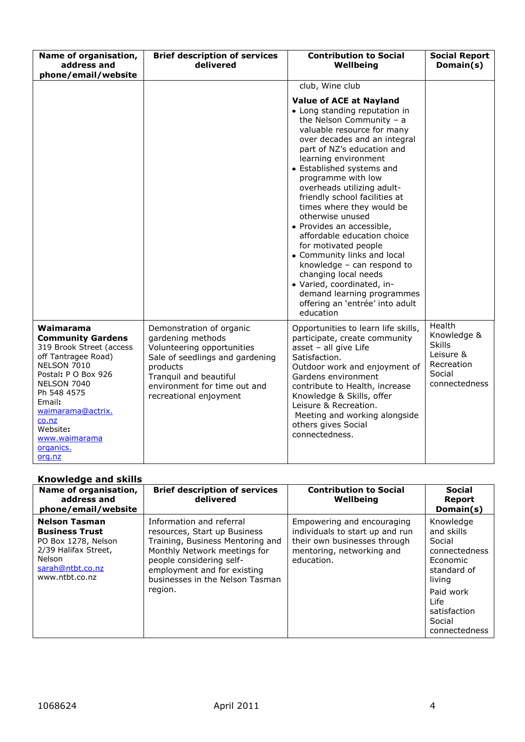| Name of organisation, address and phone/email/website | Brief description of services delivered | Contribution to Social Wellbeing | Social Report Domain(s) |
| --- | --- | --- | --- |
| | | club, Wine club<br><br>**Value of ACE at Nayland**<br>• Long standing reputation in the Nelson Community – a valuable resource for many over decades and an integral part of NZ's education and learning environment<br>• Established systems and programme with low overheads utilizing adult-friendly school facilities at times where they would be otherwise unused<br>• Provides an accessible, affordable education choice for motivated people<br>• Community links and local knowledge – can respond to changing local needs<br>• Varied, coordinated, in-demand learning programmes offering an 'entrée' into adult education | |
| **Waimarama Community Gardens**<br>319 Brook Street (access off Tantragee Road)<br>NELSON 7010<br>Postal**:** P O Box 926<br>NELSON 7040<br>Ph 548 4575<br>Email**:**<br>waimarama@actrix.co.nz<br>Website**:**<br>www.waimaramaorganics.org.nz | Demonstration of organic gardening methods<br>Volunteering opportunities<br>Sale of seedlings and gardening products<br>Tranquil and beautiful environment for time out and recreational enjoyment | Opportunities to learn life skills, participate, create community asset – all give Life Satisfaction.<br>Outdoor work and enjoyment of Gardens environment contribute to Health, increase Knowledge & Skills, offer Leisure & Recreation.<br>Meeting and working alongside others gives Social connectedness. | Health<br>Knowledge & Skills<br>Leisure & Recreation<br>Social connectedness |

**Knowledge and skills**

| Name of organisation, address and phone/email/website | Brief description of services delivered | Contribution to Social Wellbeing | Social Report Domain(s) |
| --- | --- | --- | --- |
| **Nelson Tasman Business Trust**<br>PO Box 1278, Nelson<br>2/39 Halifax Street, Nelson<br>sarah@ntbt.co.nz<br>www.ntbt.co.nz | Information and referral resources, Start up Business Training, Business Mentoring and Monthly Network meetings for people considering self-employment and for existing businesses in the Nelson Tasman region. | Empowering and encouraging individuals to start up and run their own businesses through mentoring, networking and education. | Knowledge and skills<br>Social connectedness<br>Economic standard of living<br>Paid work<br>Life satisfaction<br>Social connectedness |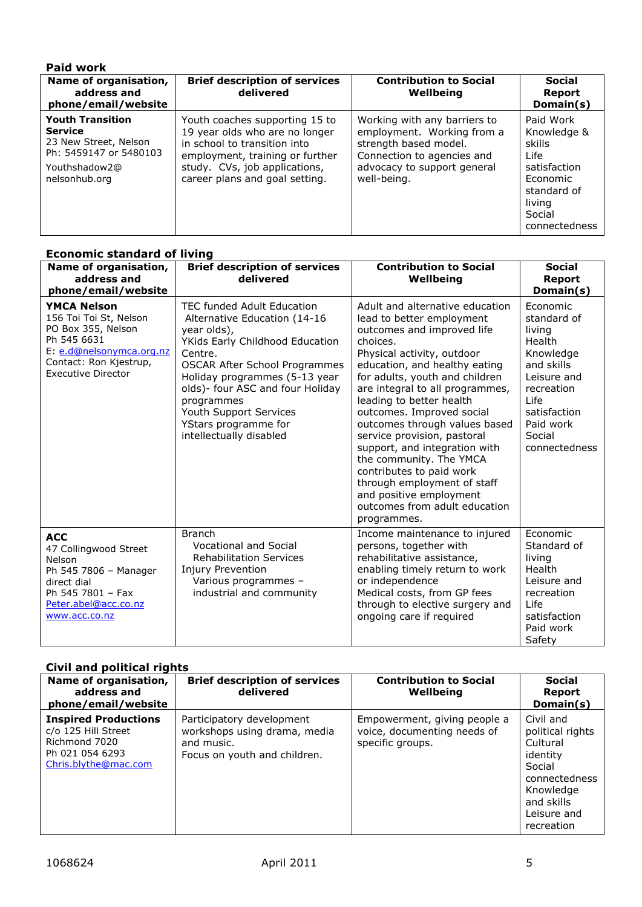**Paid work**

| Name of organisation, address and phone/email/website | Brief description of services delivered | Contribution to Social Wellbeing | Social Report Domain(s) |
|---|---|---|---|
| **Youth Transition Service**<br>23 New Street, Nelson<br>Ph: 5459147 or 5480103<br>Youthshadow2@ nelsonhub.org | Youth coaches supporting 15 to 19 year olds who are no longer in school to transition into employment, training or further study. CVs, job applications, career plans and goal setting. | Working with any barriers to employment. Working from a strength based model. Connection to agencies and advocacy to support general well-being. | Paid Work<br>Knowledge & skills<br>Life satisfaction<br>Economic standard of living<br>Social connectedness |

**Economic standard of living**

| Name of organisation, address and phone/email/website | Brief description of services delivered | Contribution to Social Wellbeing | Social Report Domain(s) |
|---|---|---|---|
| **YMCA Nelson**<br>156 Toi Toi St, Nelson<br>PO Box 355, Nelson<br>Ph 545 6631<br>E: e.d@nelsonymca.org.nz<br>Contact: Ron Kjestrup, Executive Director | TEC funded Adult Education<br>Alternative Education (14-16 year olds),<br>YKids Early Childhood Education Centre.<br>OSCAR After School Programmes Holiday programmes (5-13 year olds)- four ASC and four Holiday programmes<br>Youth Support Services<br>YStars programme for intellectually disabled | Adult and alternative education lead to better employment outcomes and improved life choices.<br>Physical activity, outdoor education, and healthy eating for adults, youth and children are integral to all programmes, leading to better health outcomes. Improved social outcomes through values based service provision, pastoral support, and integration with the community. The YMCA contributes to paid work through employment of staff and positive employment outcomes from adult education programmes. | Economic standard of living<br>Health<br>Knowledge and skills<br>Leisure and recreation<br>Life satisfaction<br>Paid work<br>Social connectedness |
| **ACC**<br>47 Collingwood Street Nelson<br>Ph 545 7806 – Manager direct dial<br>Ph 545 7801 – Fax<br>Peter.abel@acc.co.nz<br>www.acc.co.nz | Branch<br>Vocational and Social Rehabilitation Services<br>Injury Prevention<br>Various programmes – industrial and community | Income maintenance to injured persons, together with rehabilitative assistance, enabling timely return to work or independence<br>Medical costs, from GP fees through to elective surgery and ongoing care if required | Economic Standard of living<br>Health<br>Leisure and recreation<br>Life satisfaction<br>Paid work<br>Safety |

**Civil and political rights**

| Name of organisation, address and phone/email/website | Brief description of services delivered | Contribution to Social Wellbeing | Social Report Domain(s) |
|---|---|---|---|
| **Inspired Productions**<br>c/o 125 Hill Street<br>Richmond 7020<br>Ph 021 054 6293<br>Chris.blythe@mac.com | Participatory development workshops using drama, media and music.<br>Focus on youth and children. | Empowerment, giving people a voice, documenting needs of specific groups. | Civil and political rights<br>Cultural identity<br>Social connectedness<br>Knowledge and skills<br>Leisure and recreation |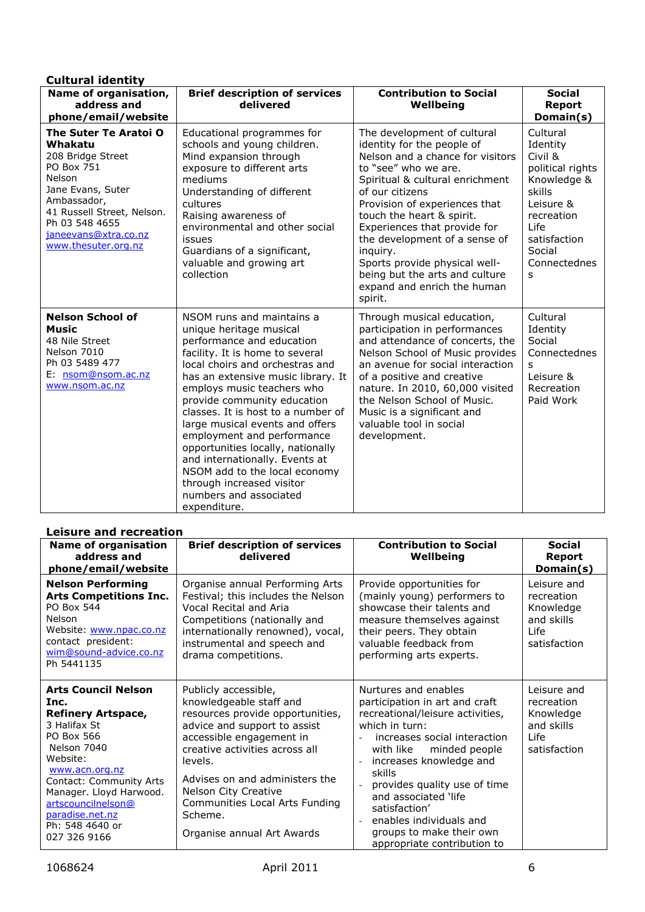## Cultural identity

| Name of organisation, address and phone/email/website | Brief description of services delivered | Contribution to Social Wellbeing | Social Report Domain(s) |
|---|---|---|---|
| **The Suter Te Aratoi O Whakatu** 208 Bridge Street PO Box 751 Nelson Jane Evans, Suter Ambassador, 41 Russell Street, Nelson. Ph 03 548 4655 janeevans@xtra.co.nz www.thesuter.org.nz | Educational programmes for schools and young children. Mind expansion through exposure to different arts mediums Understanding of different cultures Raising awareness of environmental and other social issues Guardians of a significant, valuable and growing art collection | The development of cultural identity for the people of Nelson and a chance for visitors to "see" who we are. Spiritual & cultural enrichment of our citizens Provision of experiences that touch the heart & spirit. Experiences that provide for the development of a sense of inquiry. Sports provide physical well-being but the arts and culture expand and enrich the human spirit. | Cultural Identity Civil & political rights Knowledge & skills Leisure & recreation Life satisfaction Social Connectednes s |
| **Nelson School of Music** 48 Nile Street Nelson 7010 Ph 03 5489 477 E: nsom@nsom.ac.nz www.nsom.ac.nz | NSOM runs and maintains a unique heritage musical performance and education facility. It is home to several local choirs and orchestras and has an extensive music library. It employs music teachers who provide community education classes. It is host to a number of large musical events and offers employment and performance opportunities locally, nationally and internationally. Events at NSOM add to the local economy through increased visitor numbers and associated expenditure. | Through musical education, participation in performances and attendance of concerts, the Nelson School of Music provides an avenue for social interaction of a positive and creative nature. In 2010, 60,000 visited the Nelson School of Music. Music is a significant and valuable tool in social development. | Cultural Identity Social Connectednes s Leisure & Recreation Paid Work |

## Leisure and recreation

| Name of organisation address and phone/email/website | Brief description of services delivered | Contribution to Social Wellbeing | Social Report Domain(s) |
|---|---|---|---|
| **Nelson Performing Arts Competitions Inc.** PO Box 544 Nelson Website: www.npac.co.nz contact president: wim@sound-advice.co.nz Ph 5441135 | Organise annual Performing Arts Festival; this includes the Nelson Vocal Recital and Aria Competitions (nationally and internationally renowned), vocal, instrumental and speech and drama competitions. | Provide opportunities for (mainly young) performers to showcase their talents and measure themselves against their peers. They obtain valuable feedback from performing arts experts. | Leisure and recreation Knowledge and skills Life satisfaction |
| **Arts Council Nelson Inc.** **Refinery Artspace,** 3 Halifax St PO Box 566 Nelson 7040 Website: www.acn.org.nz Contact: Community Arts Manager. Lloyd Harwood. artscouncilnelson@paradise.net.nz Ph: 548 4640 or 027 326 9166 | Publicly accessible, knowledgeable staff and resources provide opportunities, advice and support to assist accessible engagement in creative activities across all levels. Advises on and administers the Nelson City Creative Communities Local Arts Funding Scheme. Organise annual Art Awards | Nurtures and enables participation in art and craft recreational/leisure activities, which in turn: - increases social interaction with like minded people - increases knowledge and skills - provides quality use of time and associated 'life satisfaction' - enables individuals and groups to make their own appropriate contribution to | Leisure and recreation Knowledge and skills Life satisfaction |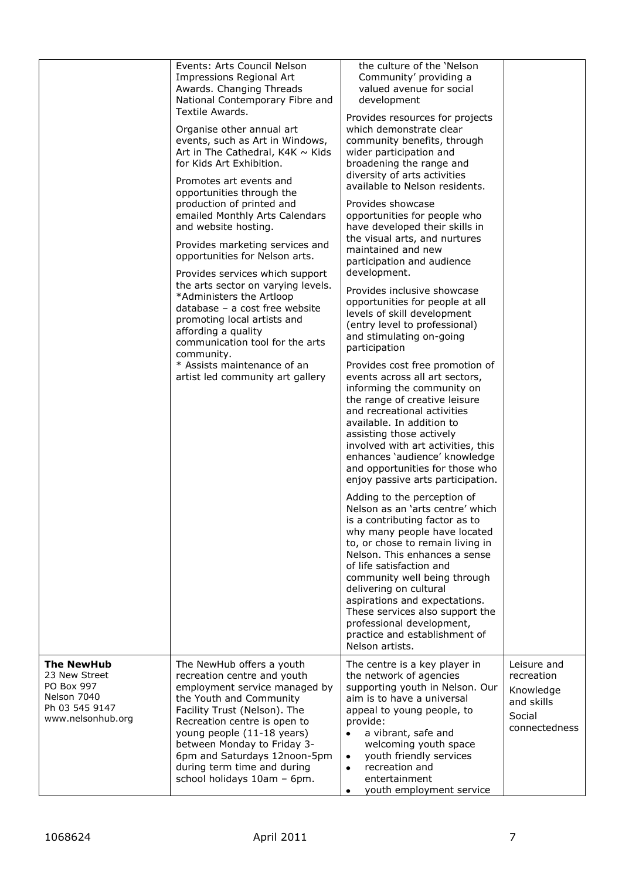| | | | |
|---|---|---|---|
| | Events: Arts Council Nelson Impressions Regional Art Awards. Changing Threads National Contemporary Fibre and Textile Awards.<br><br>Organise other annual art events, such as Art in Windows, Art in The Cathedral, K4K ~ Kids for Kids Art Exhibition.<br><br>Promotes art events and opportunities through the production of printed and emailed Monthly Arts Calendars and website hosting.<br><br>Provides marketing services and opportunities for Nelson arts.<br><br>Provides services which support the arts sector on varying levels.<br>*Administers the Artloop database – a cost free website promoting local artists and affording a quality communication tool for the arts community.<br>* Assists maintenance of an artist led community art gallery | the culture of the 'Nelson Community' providing a valued avenue for social development<br><br>Provides resources for projects which demonstrate clear community benefits, through wider participation and broadening the range and diversity of arts activities available to Nelson residents.<br><br>Provides showcase opportunities for people who have developed their skills in the visual arts, and nurtures maintained and new participation and audience development.<br><br>Provides inclusive showcase opportunities for people at all levels of skill development (entry level to professional) and stimulating on-going participation<br><br>Provides cost free promotion of events across all art sectors, informing the community on the range of creative leisure and recreational activities available. In addition to assisting those actively involved with art activities, this enhances 'audience' knowledge and opportunities for those who enjoy passive arts participation.<br><br>Adding to the perception of Nelson as an 'arts centre' which is a contributing factor as to why many people have located to, or chose to remain living in Nelson. This enhances a sense of life satisfaction and community well being through delivering on cultural aspirations and expectations. These services also support the professional development, practice and establishment of Nelson artists. | |
| **The NewHub**<br>23 New Street<br>PO Box 997<br>Nelson 7040<br>Ph 03 545 9147<br>www.nelsonhub.org | The NewHub offers a youth recreation centre and youth employment service managed by the Youth and Community Facility Trust (Nelson). The Recreation centre is open to young people (11-18 years) between Monday to Friday 3-6pm and Saturdays 12noon-5pm during term time and during school holidays 10am – 6pm. | The centre is a key player in the network of agencies supporting youth in Nelson. Our aim is to have a universal appeal to young people, to provide:<br>• a vibrant, safe and welcoming youth space<br>• youth friendly services<br>• recreation and entertainment<br>• youth employment service | Leisure and recreation<br>Knowledge and skills<br>Social connectedness |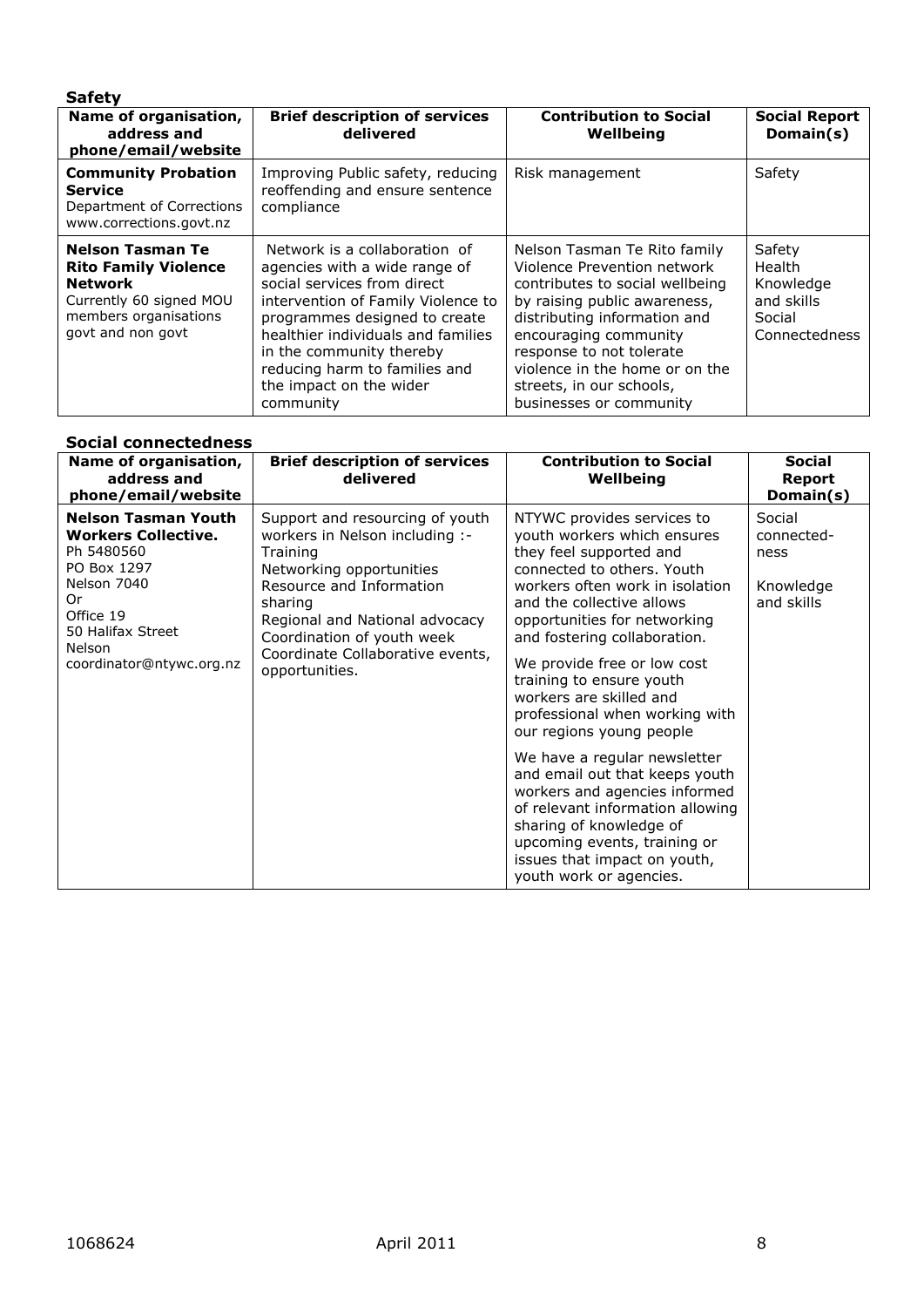**Safety**

| Name of organisation, address and phone/email/website | Brief description of services delivered | Contribution to Social Wellbeing | Social Report Domain(s) |
|---|---|---|---|
| **Community Probation Service**<br>Department of Corrections<br>www.corrections.govt.nz | Improving Public safety, reducing reoffending and ensure sentence compliance | Risk management | Safety |
| **Nelson Tasman Te Rito Family Violence Network**<br>Currently 60 signed MOU members organisations govt and non govt | Network is a collaboration of agencies with a wide range of social services from direct intervention of Family Violence to programmes designed to create healthier individuals and families in the community thereby reducing harm to families and the impact on the wider community | Nelson Tasman Te Rito family Violence Prevention network contributes to social wellbeing by raising public awareness, distributing information and encouraging community response to not tolerate violence in the home or on the streets, in our schools, businesses or community | Safety<br>Health<br>Knowledge and skills<br>Social Connectedness |

**Social connectedness**

| Name of organisation, address and phone/email/website | Brief description of services delivered | Contribution to Social Wellbeing | Social Report Domain(s) |
|---|---|---|---|
| **Nelson Tasman Youth Workers Collective.**<br>Ph 5480560<br>PO Box 1297<br>Nelson 7040<br>Or<br>Office 19<br>50 Halifax Street<br>Nelson<br>coordinator@ntywc.org.nz | Support and resourcing of youth workers in Nelson including :-<br>Training<br>Networking opportunities<br>Resource and Information sharing<br>Regional and National advocacy<br>Coordination of youth week<br>Coordinate Collaborative events, opportunities. | NTYWC provides services to youth workers which ensures they feel supported and connected to others. Youth workers often work in isolation and the collective allows opportunities for networking and fostering collaboration.<br><br>We provide free or low cost training to ensure youth workers are skilled and professional when working with our regions young people<br><br>We have a regular newsletter and email out that keeps youth workers and agencies informed of relevant information allowing sharing of knowledge of upcoming events, training or issues that impact on youth, youth work or agencies. | Social connected-ness<br><br>Knowledge and skills |

1068624 April 2011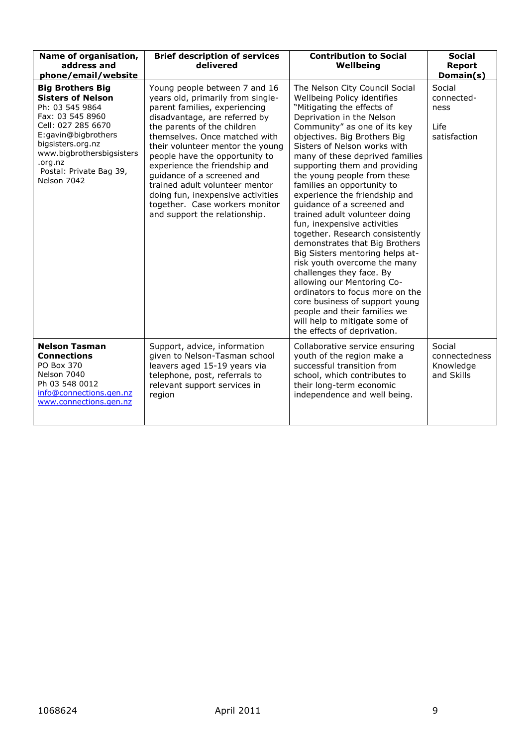| Name of organisation, address and phone/email/website | Brief description of services delivered | Contribution to Social Wellbeing | Social Report Domain(s) |
|---|---|---|---|
| **Big Brothers Big Sisters of Nelson** Ph: 03 545 9864 Fax: 03 545 8960 Cell: 027 285 6670 E:gavin@bigbrothersbigsisters.org.nz www.bigbrothersbigsisters.org.nz Postal: Private Bag 39, Nelson 7042 | Young people between 7 and 16 years old, primarily from single-parent families, experiencing disadvantage, are referred by the parents of the children themselves. Once matched with their volunteer mentor the young people have the opportunity to experience the friendship and guidance of a screened and trained adult volunteer mentor doing fun, inexpensive activities together. Case workers monitor and support the relationship. | The Nelson City Council Social Wellbeing Policy identifies "Mitigating the effects of Deprivation in the Nelson Community" as one of its key objectives. Big Brothers Big Sisters of Nelson works with many of these deprived families supporting them and providing the young people from these families an opportunity to experience the friendship and guidance of a screened and trained adult volunteer doing fun, inexpensive activities together. Research consistently demonstrates that Big Brothers Big Sisters mentoring helps at-risk youth overcome the many challenges they face. By allowing our Mentoring Co-ordinators to focus more on the core business of support young people and their families we will help to mitigate some of the effects of deprivation. | Social connectedness<br><br>Life satisfaction |
| **Nelson Tasman Connections** PO Box 370 Nelson 7040 Ph 03 548 0012 info@connections.gen.nz www.connections.gen.nz | Support, advice, information given to Nelson-Tasman school leavers aged 15-19 years via telephone, post, referrals to relevant support services in region | Collaborative service ensuring youth of the region make a successful transition from school, which contributes to their long-term economic independence and well being. | Social connectedness Knowledge and Skills |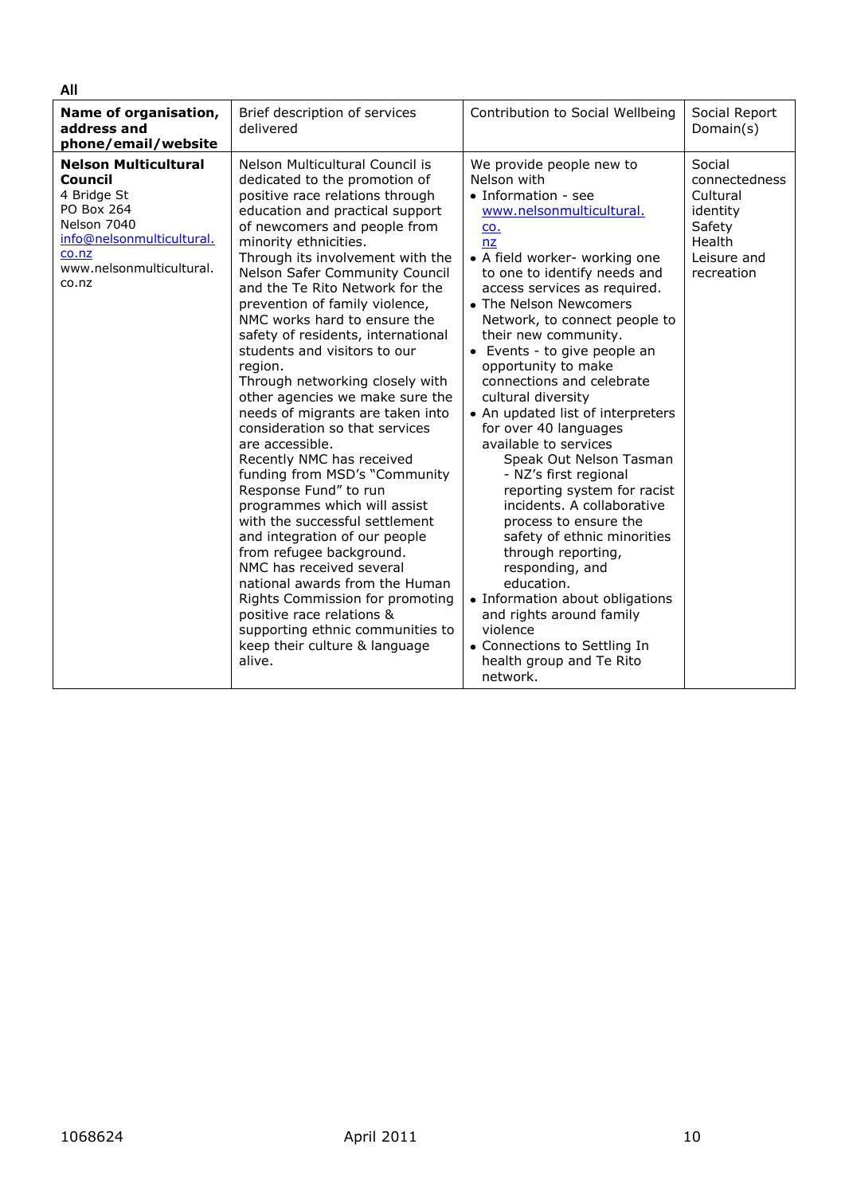**All**

| Name of organisation, address and phone/email/website | Brief description of services delivered | Contribution to Social Wellbeing | Social Report Domain(s) |
|---|---|---|---|
| **Nelson Multicultural Council**<br>4 Bridge St<br>PO Box 264<br>Nelson 7040<br>info@nelsonmulticultural.co.nz<br>www.nelsonmulticultural.co.nz | Nelson Multicultural Council is dedicated to the promotion of positive race relations through education and practical support of newcomers and people from minority ethnicities.<br>Through its involvement with the Nelson Safer Community Council and the Te Rito Network for the prevention of family violence, NMC works hard to ensure the safety of residents, international students and visitors to our region.<br>Through networking closely with other agencies we make sure the needs of migrants are taken into consideration so that services are accessible.<br>Recently NMC has received funding from MSD's "Community Response Fund" to run programmes which will assist with the successful settlement and integration of our people from refugee background.<br>NMC has received several national awards from the Human Rights Commission for promoting positive race relations & supporting ethnic communities to keep their culture & language alive. | We provide people new to Nelson with<br>• Information - see www.nelsonmulticultural.co.nz<br>• A field worker- working one to one to identify needs and access services as required.<br>• The Nelson Newcomers Network, to connect people to their new community.<br>• Events - to give people an opportunity to make connections and celebrate cultural diversity<br>• An updated list of interpreters for over 40 languages available to services<br>Speak Out Nelson Tasman - NZ's first regional reporting system for racist incidents. A collaborative process to ensure the safety of ethnic minorities through reporting, responding, and education.<br>• Information about obligations and rights around family violence<br>• Connections to Settling In health group and Te Rito network. | Social connectedness<br>Cultural identity<br>Safety<br>Health<br>Leisure and recreation |

1068624 April 2011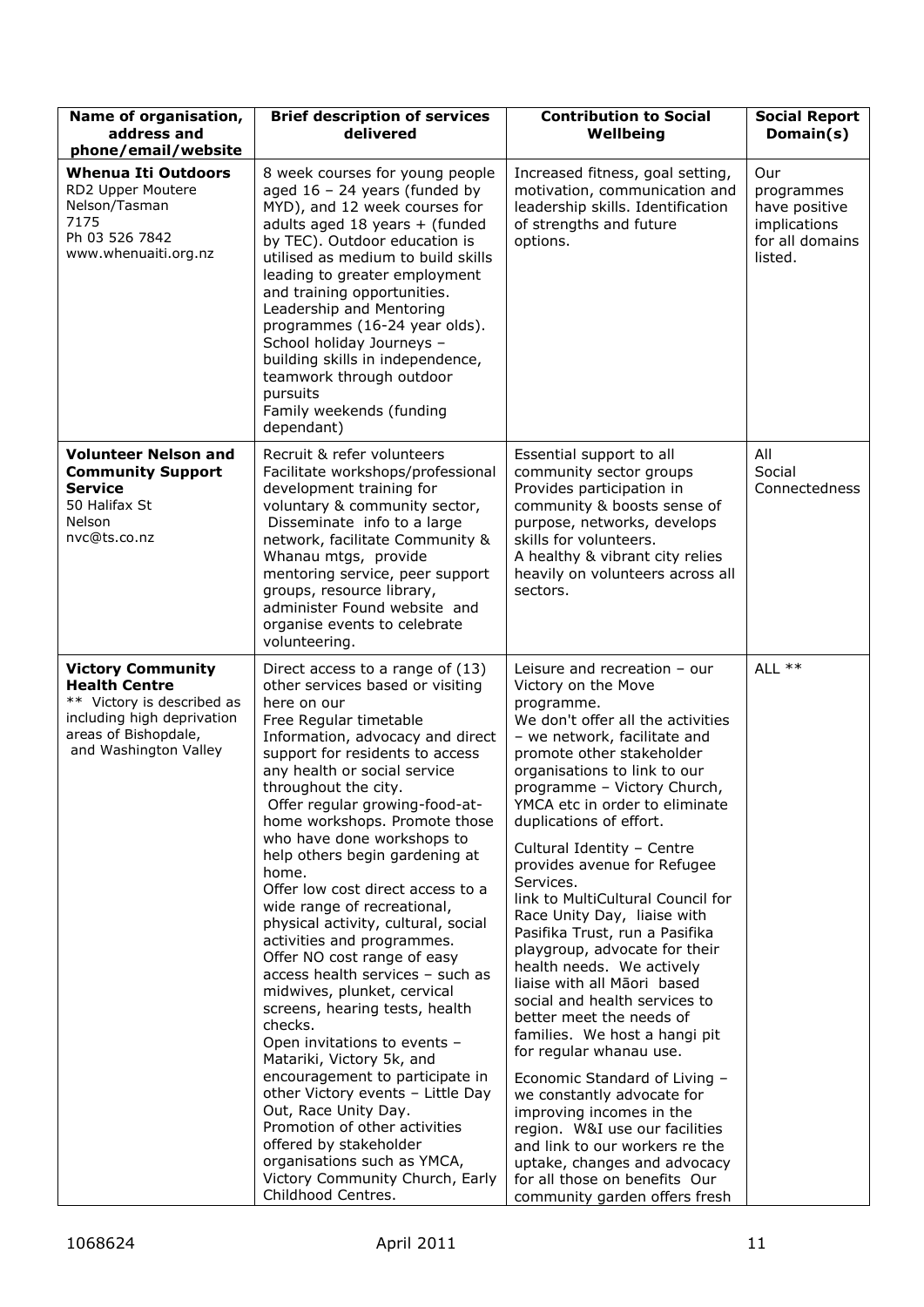| Name of organisation, address and phone/email/website | Brief description of services delivered | Contribution to Social Wellbeing | Social Report Domain(s) |
|---|---|---|---|
| **Whenua Iti Outdoors**<br>RD2 Upper Moutere<br>Nelson/Tasman<br>7175<br>Ph 03 526 7842<br>www.whenuaiti.org.nz | 8 week courses for young people aged 16 – 24 years (funded by MYD), and 12 week courses for adults aged 18 years + (funded by TEC). Outdoor education is utilised as medium to build skills leading to greater employment and training opportunities.<br>Leadership and Mentoring programmes (16-24 year olds).<br>School holiday Journeys – building skills in independence, teamwork through outdoor pursuits<br>Family weekends (funding dependant) | Increased fitness, goal setting, motivation, communication and leadership skills. Identification of strengths and future options. | Our programmes have positive implications for all domains listed. |
| **Volunteer Nelson and Community Support Service**<br>50 Halifax St<br>Nelson<br>nvc@ts.co.nz | Recruit & refer volunteers<br>Facilitate workshops/professional development training for voluntary & community sector,<br>Disseminate info to a large network, facilitate Community & Whanau mtgs, provide mentoring service, peer support groups, resource library, administer Found website and organise events to celebrate volunteering. | Essential support to all community sector groups<br>Provides participation in community & boosts sense of purpose, networks, develops skills for volunteers.<br>A healthy & vibrant city relies heavily on volunteers across all sectors. | All<br>Social Connectedness |
| **Victory Community Health Centre**<br>** Victory is described as including high deprivation areas of Bishopdale, and Washington Valley | Direct access to a range of (13) other services based or visiting here on our<br>Free Regular timetable<br>Information, advocacy and direct support for residents to access any health or social service throughout the city.<br>Offer regular growing-food-at-home workshops. Promote those who have done workshops to help others begin gardening at home.<br>Offer low cost direct access to a wide range of recreational, physical activity, cultural, social activities and programmes.<br>Offer NO cost range of easy access health services – such as midwives, plunket, cervical screens, hearing tests, health checks.<br>Open invitations to events – Matariki, Victory 5k, and encouragement to participate in other Victory events – Little Day Out, Race Unity Day.<br>Promotion of other activities offered by stakeholder organisations such as YMCA, Victory Community Church, Early Childhood Centres. | Leisure and recreation – our Victory on the Move programme.<br>We don't offer all the activities – we network, facilitate and promote other stakeholder organisations to link to our programme – Victory Church, YMCA etc in order to eliminate duplications of effort.<br><br>Cultural Identity – Centre provides avenue for Refugee Services.<br>link to MultiCultural Council for Race Unity Day, liaise with Pasifika Trust, run a Pasifika playgroup, advocate for their health needs. We actively liaise with all Māori based social and health services to better meet the needs of families. We host a hangi pit for regular whanau use.<br><br>Economic Standard of Living – we constantly advocate for improving incomes in the region. W&I use our facilities and link to our workers re the uptake, changes and advocacy for all those on benefits Our community garden offers fresh | ALL ** |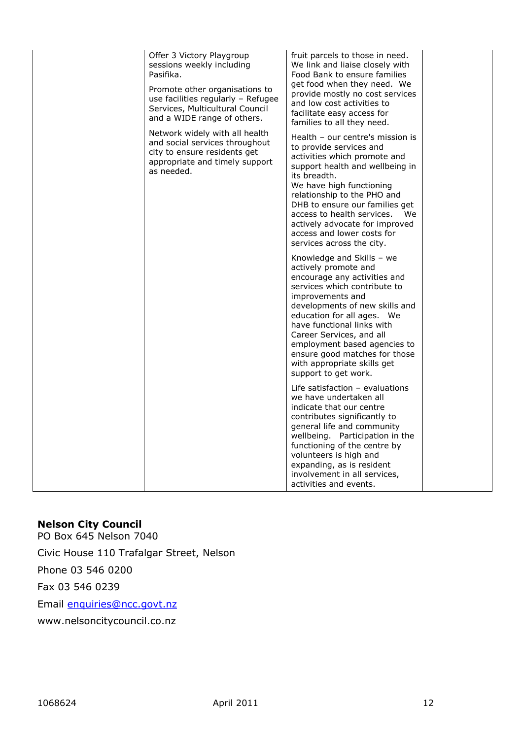| | | | |
|---|---|---|---|
| | Offer 3 Victory Playgroup sessions weekly including Pasifika.<br><br>Promote other organisations to use facilities regularly – Refugee Services, Multicultural Council and a WIDE range of others.<br><br>Network widely with all health and social services throughout city to ensure residents get appropriate and timely support as needed. | fruit parcels to those in need. We link and liaise closely with Food Bank to ensure families get food when they need. We provide mostly no cost services and low cost activities to facilitate easy access for families to all they need.<br><br>Health – our centre's mission is to provide services and activities which promote and support health and wellbeing in its breadth.<br>We have high functioning relationship to the PHO and DHB to ensure our families get access to health services. We actively advocate for improved access and lower costs for services across the city.<br><br>Knowledge and Skills – we actively promote and encourage any activities and services which contribute to improvements and developments of new skills and education for all ages. We have functional links with Career Services, and all employment based agencies to ensure good matches for those with appropriate skills get support to get work.<br><br>Life satisfaction – evaluations we have undertaken all indicate that our centre contributes significantly to general life and community wellbeing. Participation in the functioning of the centre by volunteers is high and expanding, as is resident involvement in all services, activities and events. | |

**Nelson City Council**
PO Box 645 Nelson 7040

Civic House 110 Trafalgar Street, Nelson

Phone 03 546 0200

Fax 03 546 0239

Email enquiries@ncc.govt.nz

www.nelsoncitycouncil.co.nz

1068624 April 2011